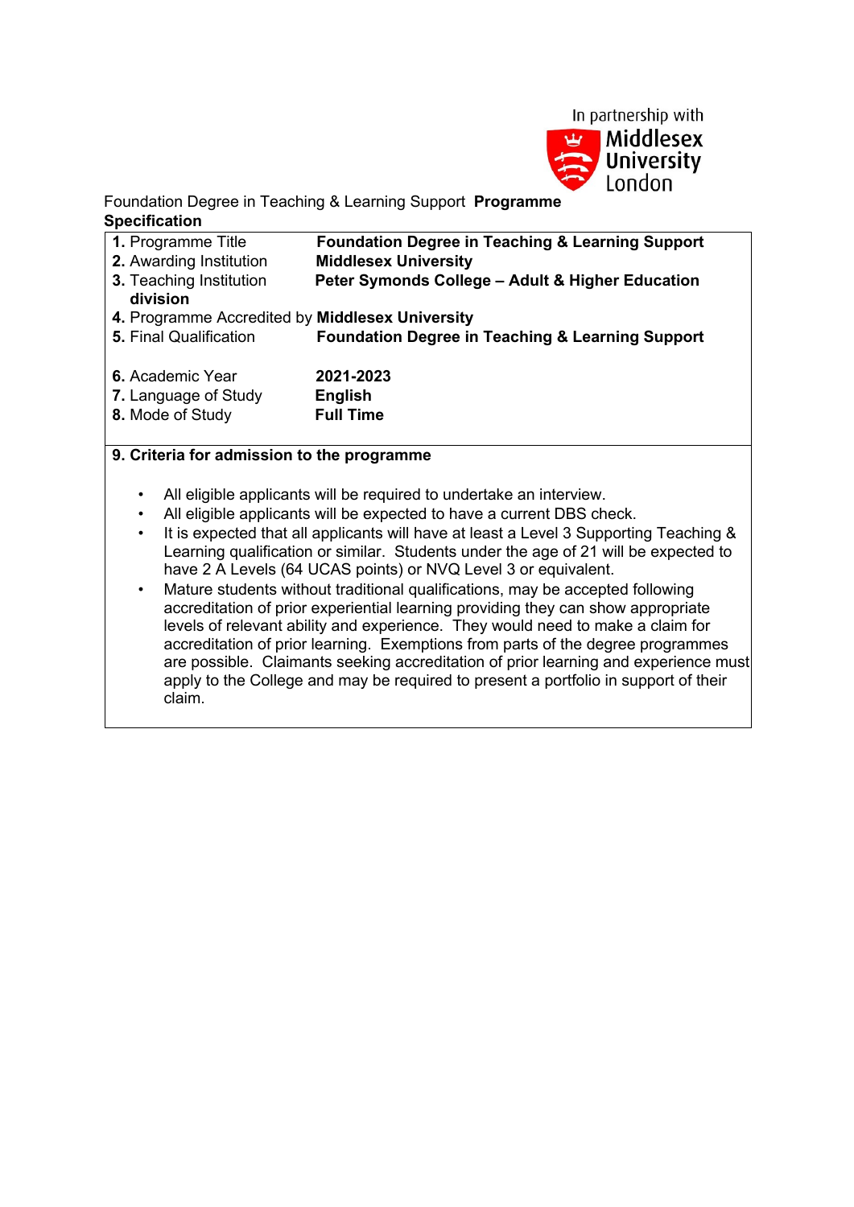In partnership with Middlesex University London

Foundation Degree in Teaching & Learning Support **Programme Specification**

| | |
|---|---|
| **1.** Programme Title | **Foundation Degree in Teaching & Learning Support** |
| **2.** Awarding Institution | **Middlesex University** |
| **3.** Teaching Institution **division** | **Peter Symonds College – Adult & Higher Education** |
| **4.** Programme Accredited by | **Middlesex University** |
| **5.** Final Qualification | **Foundation Degree in Teaching & Learning Support** |
| **6.** Academic Year | **2021-2023** |
| **7.** Language of Study | **English** |
| **8.** Mode of Study | **Full Time** |

**9. Criteria for admission to the programme**

- All eligible applicants will be required to undertake an interview.
- All eligible applicants will be expected to have a current DBS check.
- It is expected that all applicants will have at least a Level 3 Supporting Teaching & Learning qualification or similar. Students under the age of 21 will be expected to have 2 A Levels (64 UCAS points) or NVQ Level 3 or equivalent.
- Mature students without traditional qualifications, may be accepted following accreditation of prior experiential learning providing they can show appropriate levels of relevant ability and experience. They would need to make a claim for accreditation of prior learning. Exemptions from parts of the degree programmes are possible. Claimants seeking accreditation of prior learning and experience must apply to the College and may be required to present a portfolio in support of their claim.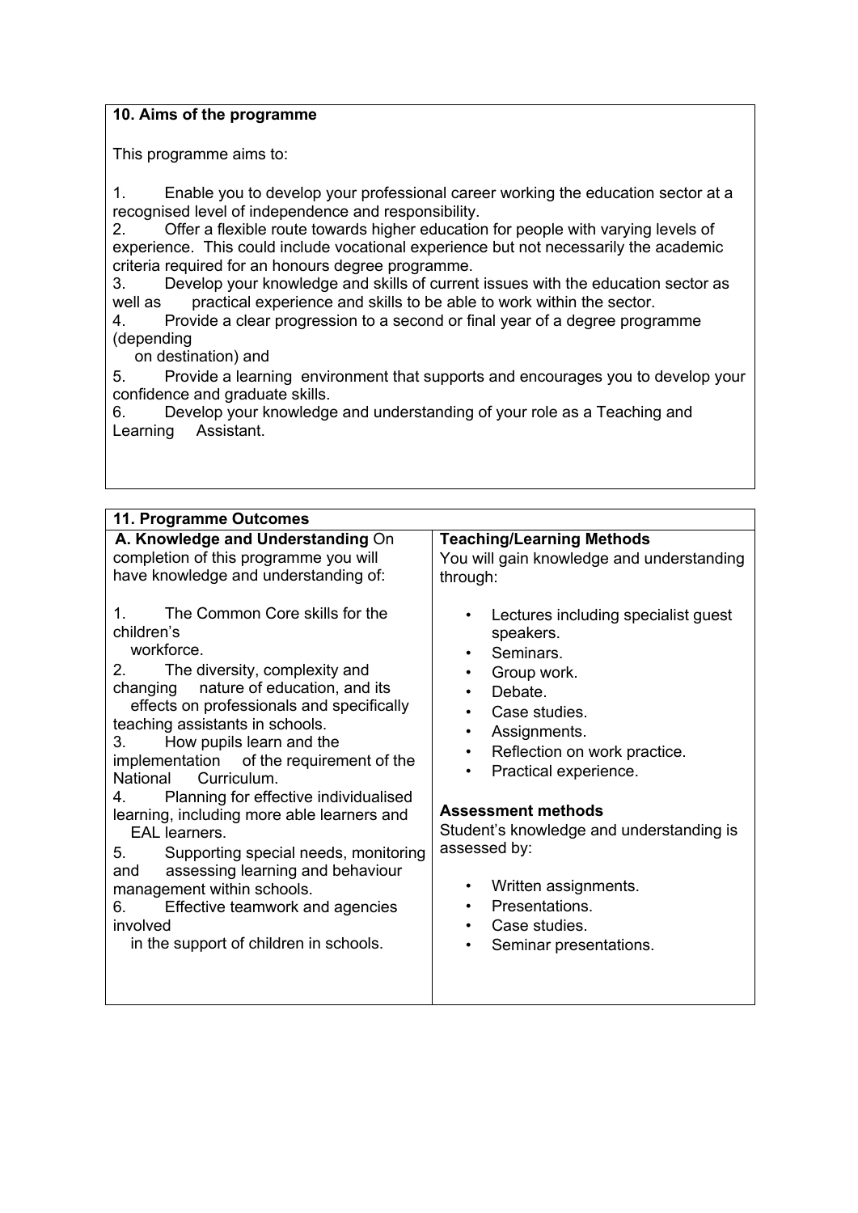## 10. Aims of the programme

This programme aims to:

1. Enable you to develop your professional career working the education sector at a recognised level of independence and responsibility.
2. Offer a flexible route towards higher education for people with varying levels of experience. This could include vocational experience but not necessarily the academic criteria required for an honours degree programme.
3. Develop your knowledge and skills of current issues with the education sector as well as practical experience and skills to be able to work within the sector.
4. Provide a clear progression to a second or final year of a degree programme (depending on destination) and
5. Provide a learning environment that supports and encourages you to develop your confidence and graduate skills.
6. Develop your knowledge and understanding of your role as a Teaching and Learning Assistant.

## 11. Programme Outcomes

| **A. Knowledge and Understanding** On completion of this programme you will have knowledge and understanding of: | **Teaching/Learning Methods** You will gain knowledge and understanding through: |
|---|---|
| 1. The Common Core skills for the children's workforce.<br>2. The diversity, complexity and changing nature of education, and its effects on professionals and specifically teaching assistants in schools.<br>3. How pupils learn and the implementation of the requirement of the National Curriculum.<br>4. Planning for effective individualised learning, including more able learners and EAL learners.<br>5. Supporting special needs, monitoring and assessing learning and behaviour management within schools.<br>6. Effective teamwork and agencies involved in the support of children in schools. | • Lectures including specialist guest speakers.<br>• Seminars.<br>• Group work.<br>• Debate.<br>• Case studies.<br>• Assignments.<br>• Reflection on work practice.<br>• Practical experience.<br><br>**Assessment methods**<br>Student's knowledge and understanding is assessed by:<br><br>• Written assignments.<br>• Presentations.<br>• Case studies.<br>• Seminar presentations. |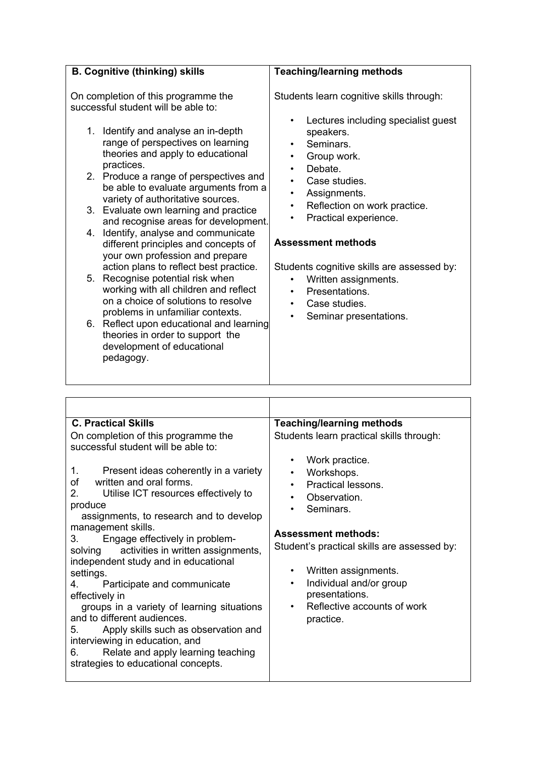| **B. Cognitive (thinking) skills** | **Teaching/learning methods** |
|---|---|
| On completion of this programme the successful student will be able to:<br><br>1. Identify and analyse an in-depth range of perspectives on learning theories and apply to educational practices.<br>2. Produce a range of perspectives and be able to evaluate arguments from a variety of authoritative sources.<br>3. Evaluate own learning and practice and recognise areas for development.<br>4. Identify, analyse and communicate different principles and concepts of your own profession and prepare action plans to reflect best practice.<br>5. Recognise potential risk when working with all children and reflect on a choice of solutions to resolve problems in unfamiliar contexts.<br>6. Reflect upon educational and learning theories in order to support the development of educational pedagogy. | Students learn cognitive skills through:<br><br>• Lectures including specialist guest speakers.<br>• Seminars.<br>• Group work.<br>• Debate.<br>• Case studies.<br>• Assignments.<br>• Reflection on work practice.<br>• Practical experience.<br><br>**Assessment methods**<br><br>Students cognitive skills are assessed by:<br>• Written assignments.<br>• Presentations.<br>• Case studies.<br>• Seminar presentations. |

| | |
|---|---|
| **C. Practical Skills**<br>On completion of this programme the successful student will be able to:<br><br>1. Present ideas coherently in a variety of written and oral forms.<br>2. Utilise ICT resources effectively to produce assignments, to research and to develop management skills.<br>3. Engage effectively in problem-solving activities in written assignments, independent study and in educational settings.<br>4. Participate and communicate effectively in groups in a variety of learning situations and to different audiences.<br>5. Apply skills such as observation and interviewing in education, and<br>6. Relate and apply learning teaching strategies to educational concepts. | **Teaching/learning methods**<br>Students learn practical skills through:<br><br>• Work practice.<br>• Workshops.<br>• Practical lessons.<br>• Observation.<br>• Seminars.<br><br>**Assessment methods:**<br>Student's practical skills are assessed by:<br><br>• Written assignments.<br>• Individual and/or group presentations.<br>• Reflective accounts of work practice. |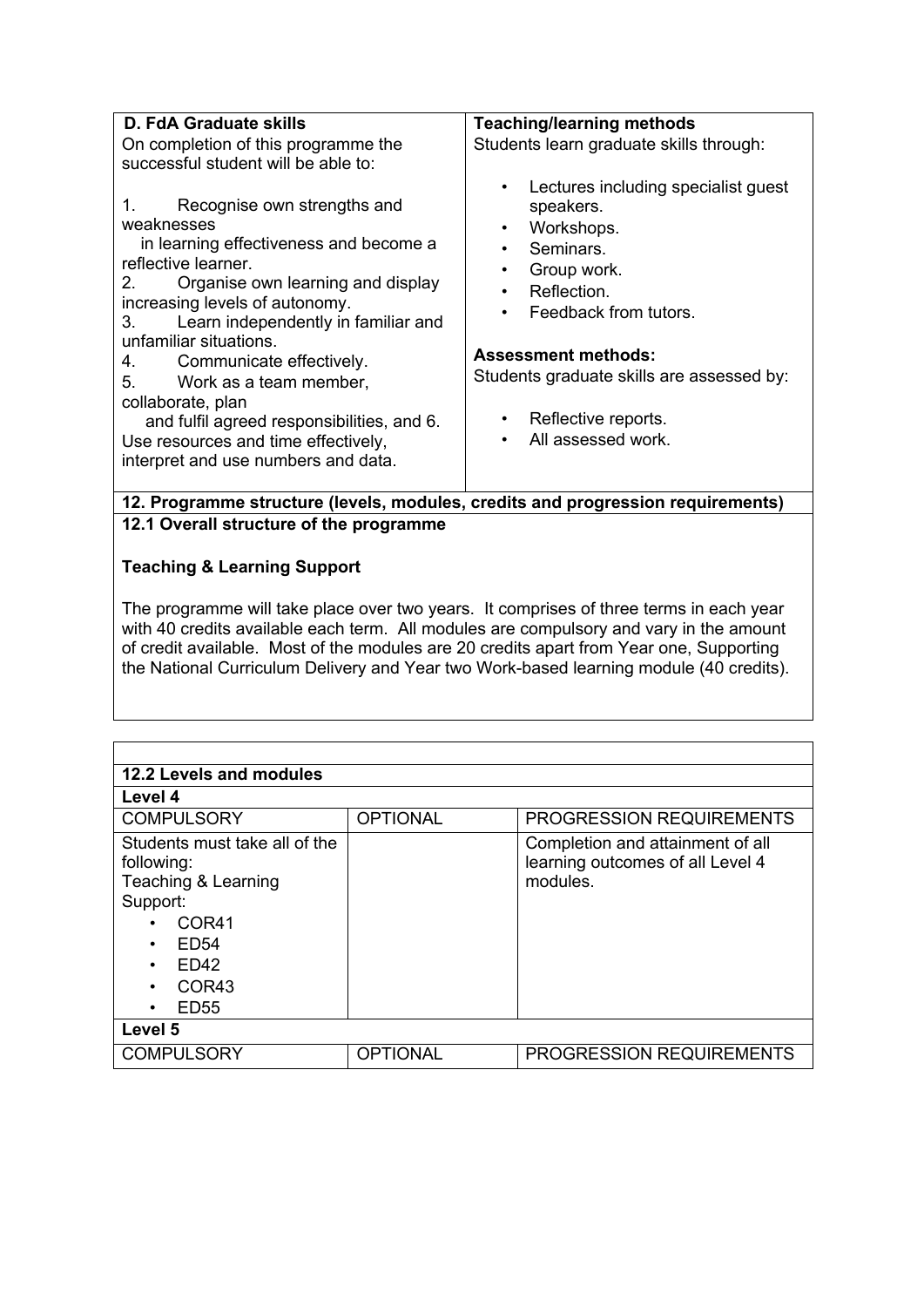| **D. FdA Graduate skills**<br>On completion of this programme the successful student will be able to:<br><br>1. Recognise own strengths and weaknesses in learning effectiveness and become a reflective learner.<br>2. Organise own learning and display increasing levels of autonomy.<br>3. Learn independently in familiar and unfamiliar situations.<br>4. Communicate effectively.<br>5. Work as a team member, collaborate, plan and fulfil agreed responsibilities, and 6. Use resources and time effectively, interpret and use numbers and data. | **Teaching/learning methods**<br>Students learn graduate skills through:<br><br>• Lectures including specialist guest speakers.<br>• Workshops.<br>• Seminars.<br>• Group work.<br>• Reflection.<br>• Feedback from tutors.<br><br>**Assessment methods:**<br>Students graduate skills are assessed by:<br><br>• Reflective reports.<br>• All assessed work. |
|---|---|

**12. Programme structure (levels, modules, credits and progression requirements)**

**12.1 Overall structure of the programme**

**Teaching & Learning Support**

The programme will take place over two years. It comprises of three terms in each year with 40 credits available each term. All modules are compulsory and vary in the amount of credit available. Most of the modules are 20 credits apart from Year one, Supporting the National Curriculum Delivery and Year two Work-based learning module (40 credits).

| **12.2 Levels and modules** | | |
|---|---|---|
| **Level 4** | | |
| COMPULSORY | OPTIONAL | PROGRESSION REQUIREMENTS |
| Students must take all of the following:<br>Teaching & Learning Support:<br>• COR41<br>• ED54<br>• ED42<br>• COR43<br>• ED55 | | Completion and attainment of all learning outcomes of all Level 4 modules. |
| **Level 5** | | |
| COMPULSORY | OPTIONAL | PROGRESSION REQUIREMENTS |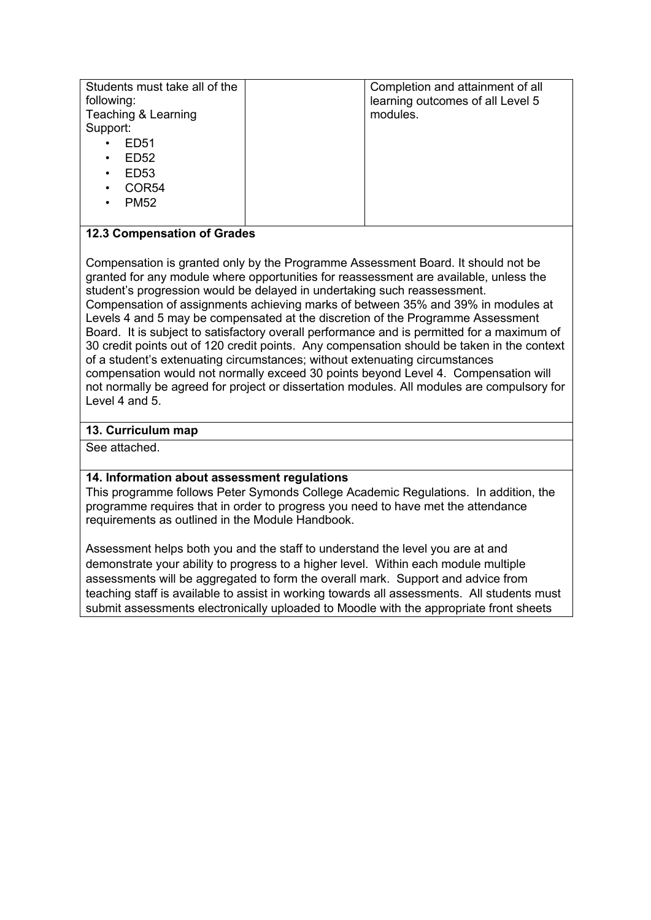| | | |
|---|---|---|
| Students must take all of the following:<br>Teaching & Learning Support:<br>• ED51<br>• ED52<br>• ED53<br>• COR54<br>• PM52 | | Completion and attainment of all learning outcomes of all Level 5 modules. |

### 12.3 Compensation of Grades

Compensation is granted only by the Programme Assessment Board. It should not be granted for any module where opportunities for reassessment are available, unless the student's progression would be delayed in undertaking such reassessment. Compensation of assignments achieving marks of between 35% and 39% in modules at Levels 4 and 5 may be compensated at the discretion of the Programme Assessment Board. It is subject to satisfactory overall performance and is permitted for a maximum of 30 credit points out of 120 credit points. Any compensation should be taken in the context of a student's extenuating circumstances; without extenuating circumstances compensation would not normally exceed 30 points beyond Level 4. Compensation will not normally be agreed for project or dissertation modules. All modules are compulsory for Level 4 and 5.

### 13. Curriculum map

See attached.

### 14. Information about assessment regulations

This programme follows Peter Symonds College Academic Regulations. In addition, the programme requires that in order to progress you need to have met the attendance requirements as outlined in the Module Handbook.

Assessment helps both you and the staff to understand the level you are at and demonstrate your ability to progress to a higher level. Within each module multiple assessments will be aggregated to form the overall mark. Support and advice from teaching staff is available to assist in working towards all assessments. All students must submit assessments electronically uploaded to Moodle with the appropriate front sheets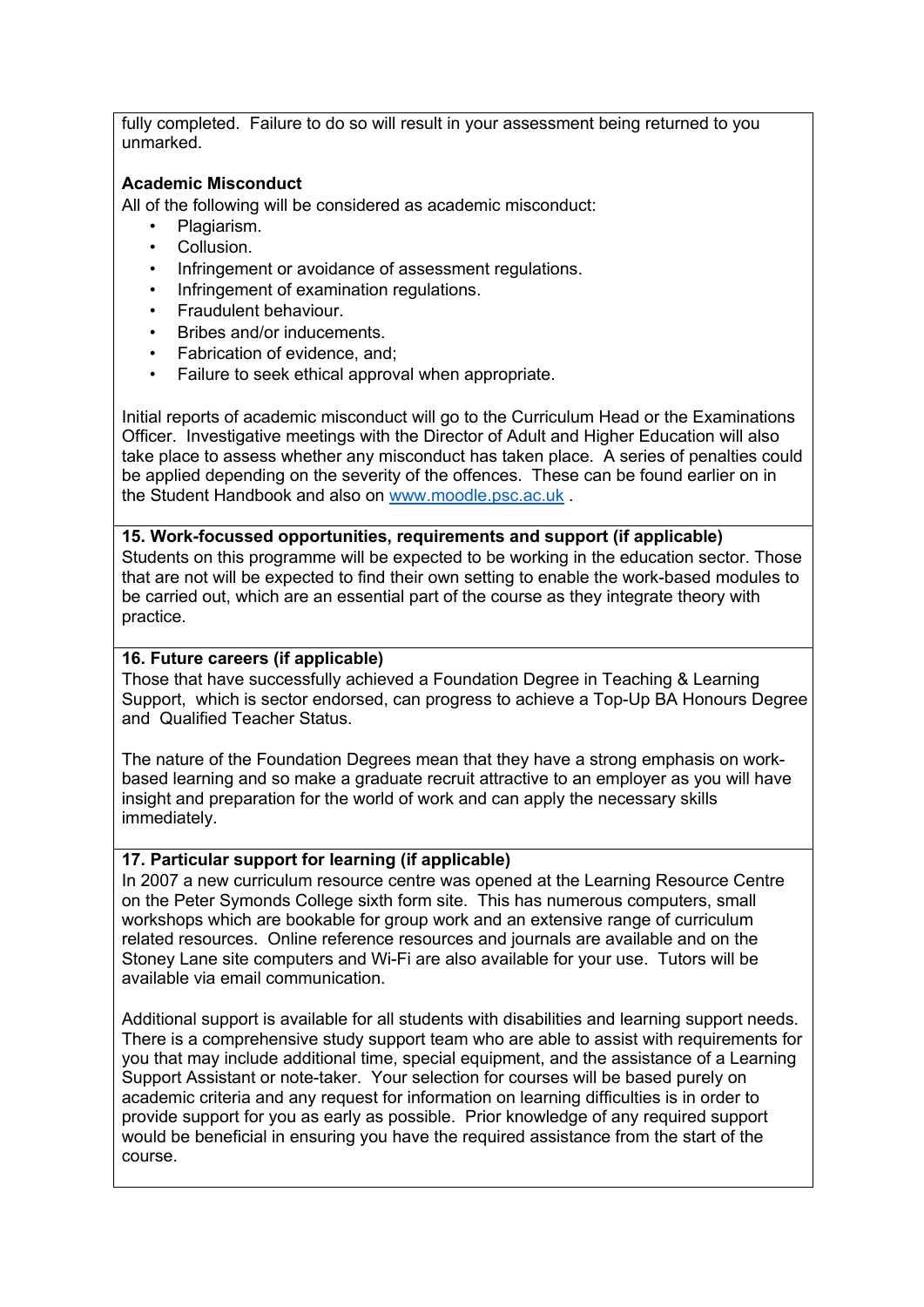fully completed. Failure to do so will result in your assessment being returned to you unmarked.

**Academic Misconduct**

All of the following will be considered as academic misconduct:

- Plagiarism.
- Collusion.
- Infringement or avoidance of assessment regulations.
- Infringement of examination regulations.
- Fraudulent behaviour.
- Bribes and/or inducements.
- Fabrication of evidence, and;
- Failure to seek ethical approval when appropriate.

Initial reports of academic misconduct will go to the Curriculum Head or the Examinations Officer. Investigative meetings with the Director of Adult and Higher Education will also take place to assess whether any misconduct has taken place. A series of penalties could be applied depending on the severity of the offences. These can be found earlier on in the Student Handbook and also on [www.moodle.psc.ac.uk](www.moodle.psc.ac.uk) .

**15. Work-focussed opportunities, requirements and support (if applicable)**

Students on this programme will be expected to be working in the education sector. Those that are not will be expected to find their own setting to enable the work-based modules to be carried out, which are an essential part of the course as they integrate theory with practice.

**16. Future careers (if applicable)**

Those that have successfully achieved a Foundation Degree in Teaching & Learning Support, which is sector endorsed, can progress to achieve a Top-Up BA Honours Degree and Qualified Teacher Status.

The nature of the Foundation Degrees mean that they have a strong emphasis on work-based learning and so make a graduate recruit attractive to an employer as you will have insight and preparation for the world of work and can apply the necessary skills immediately.

**17. Particular support for learning (if applicable)**

In 2007 a new curriculum resource centre was opened at the Learning Resource Centre on the Peter Symonds College sixth form site. This has numerous computers, small workshops which are bookable for group work and an extensive range of curriculum related resources. Online reference resources and journals are available and on the Stoney Lane site computers and Wi-Fi are also available for your use. Tutors will be available via email communication.

Additional support is available for all students with disabilities and learning support needs. There is a comprehensive study support team who are able to assist with requirements for you that may include additional time, special equipment, and the assistance of a Learning Support Assistant or note-taker. Your selection for courses will be based purely on academic criteria and any request for information on learning difficulties is in order to provide support for you as early as possible. Prior knowledge of any required support would be beneficial in ensuring you have the required assistance from the start of the course.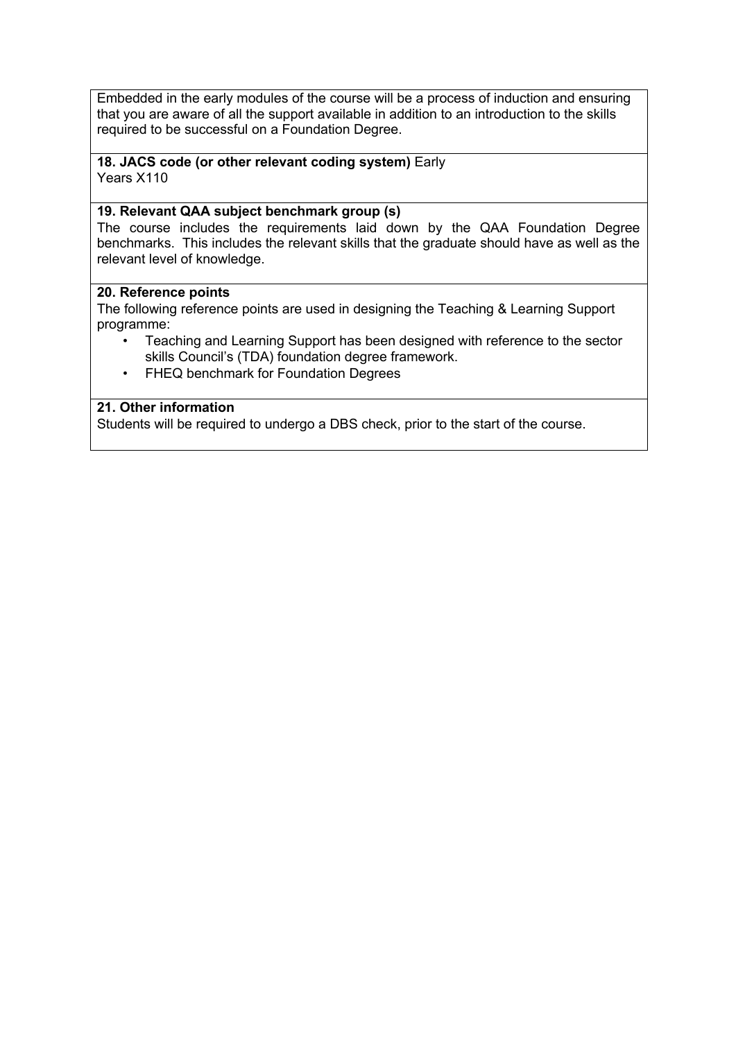Embedded in the early modules of the course will be a process of induction and ensuring that you are aware of all the support available in addition to an introduction to the skills required to be successful on a Foundation Degree.

**18. JACS code (or other relevant coding system)** Early Years X110

**19. Relevant QAA subject benchmark group (s)**

The course includes the requirements laid down by the QAA Foundation Degree benchmarks. This includes the relevant skills that the graduate should have as well as the relevant level of knowledge.

**20. Reference points**

The following reference points are used in designing the Teaching & Learning Support programme:

- Teaching and Learning Support has been designed with reference to the sector skills Council's (TDA) foundation degree framework.
- FHEQ benchmark for Foundation Degrees

**21. Other information**

Students will be required to undergo a DBS check, prior to the start of the course.